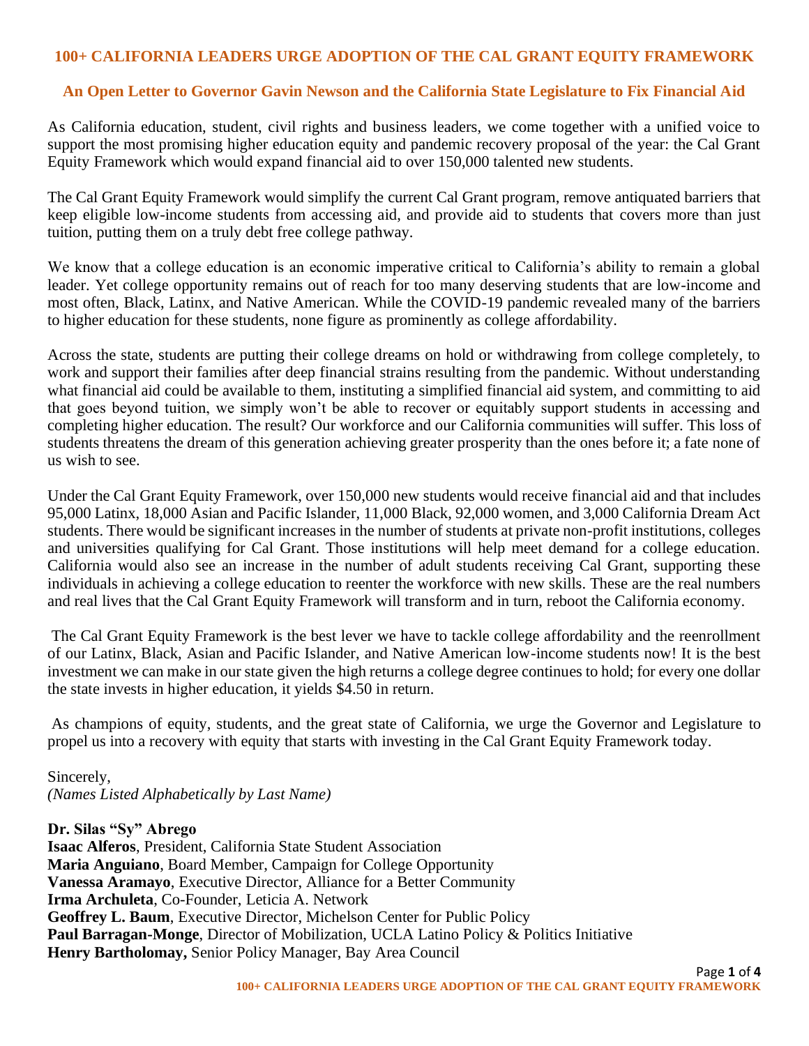## 100+ CALIFORNIA LEADERS URGE ADOPTION OF THE CAL GRANT EQUITY FRAMEWORK

### An Open Letter to Governor Gavin Newson and the California State Legislature to Fix Financial Aid

As California education, student, civil rights and business leaders, we come together with a unified voice to support the most promising higher education equity and pandemic recovery proposal of the year: the Cal Grant Equity Framework which would expand financial aid to over 150,000 talented new students.

The Cal Grant Equity Framework would simplify the current Cal Grant program, remove antiquated barriers that keep eligible low-income students from accessing aid, and provide aid to students that covers more than just tuition, putting them on a truly debt free college pathway.

We know that a college education is an economic imperative critical to California's ability to remain a global leader. Yet college opportunity remains out of reach for too many deserving students that are low-income and most often, Black, Latinx, and Native American. While the COVID-19 pandemic revealed many of the barriers to higher education for these students, none figure as prominently as college affordability.

Across the state, students are putting their college dreams on hold or withdrawing from college completely, to work and support their families after deep financial strains resulting from the pandemic. Without understanding what financial aid could be available to them, instituting a simplified financial aid system, and committing to aid that goes beyond tuition, we simply won't be able to recover or equitably support students in accessing and completing higher education. The result? Our workforce and our California communities will suffer. This loss of students threatens the dream of this generation achieving greater prosperity than the ones before it; a fate none of us wish to see.

Under the Cal Grant Equity Framework, over 150,000 new students would receive financial aid and that includes 95,000 Latinx, 18,000 Asian and Pacific Islander, 11,000 Black, 92,000 women, and 3,000 California Dream Act students. There would be significant increases in the number of students at private non-profit institutions, colleges and universities qualifying for Cal Grant. Those institutions will help meet demand for a college education. California would also see an increase in the number of adult students receiving Cal Grant, supporting these individuals in achieving a college education to reenter the workforce with new skills. These are the real numbers and real lives that the Cal Grant Equity Framework will transform and in turn, reboot the California economy.

The Cal Grant Equity Framework is the best lever we have to tackle college affordability and the reenrollment of our Latinx, Black, Asian and Pacific Islander, and Native American low-income students now! It is the best investment we can make in our state given the high returns a college degree continues to hold; for every one dollar the state invests in higher education, it yields $4.50 in return.

As champions of equity, students, and the great state of California, we urge the Governor and Legislature to propel us into a recovery with equity that starts with investing in the Cal Grant Equity Framework today.

Sincerely,
*(Names Listed Alphabetically by Last Name)*

**Dr. Silas "Sy" Abrego**
**Isaac Alferos**, President, California State Student Association
**Maria Anguiano**, Board Member, Campaign for College Opportunity
**Vanessa Aramayo**, Executive Director, Alliance for a Better Community
**Irma Archuleta**, Co-Founder, Leticia A. Network
**Geoffrey L. Baum**, Executive Director, Michelson Center for Public Policy
**Paul Barragan-Monge**, Director of Mobilization, UCLA Latino Policy & Politics Initiative
**Henry Bartholomay,** Senior Policy Manager, Bay Area Council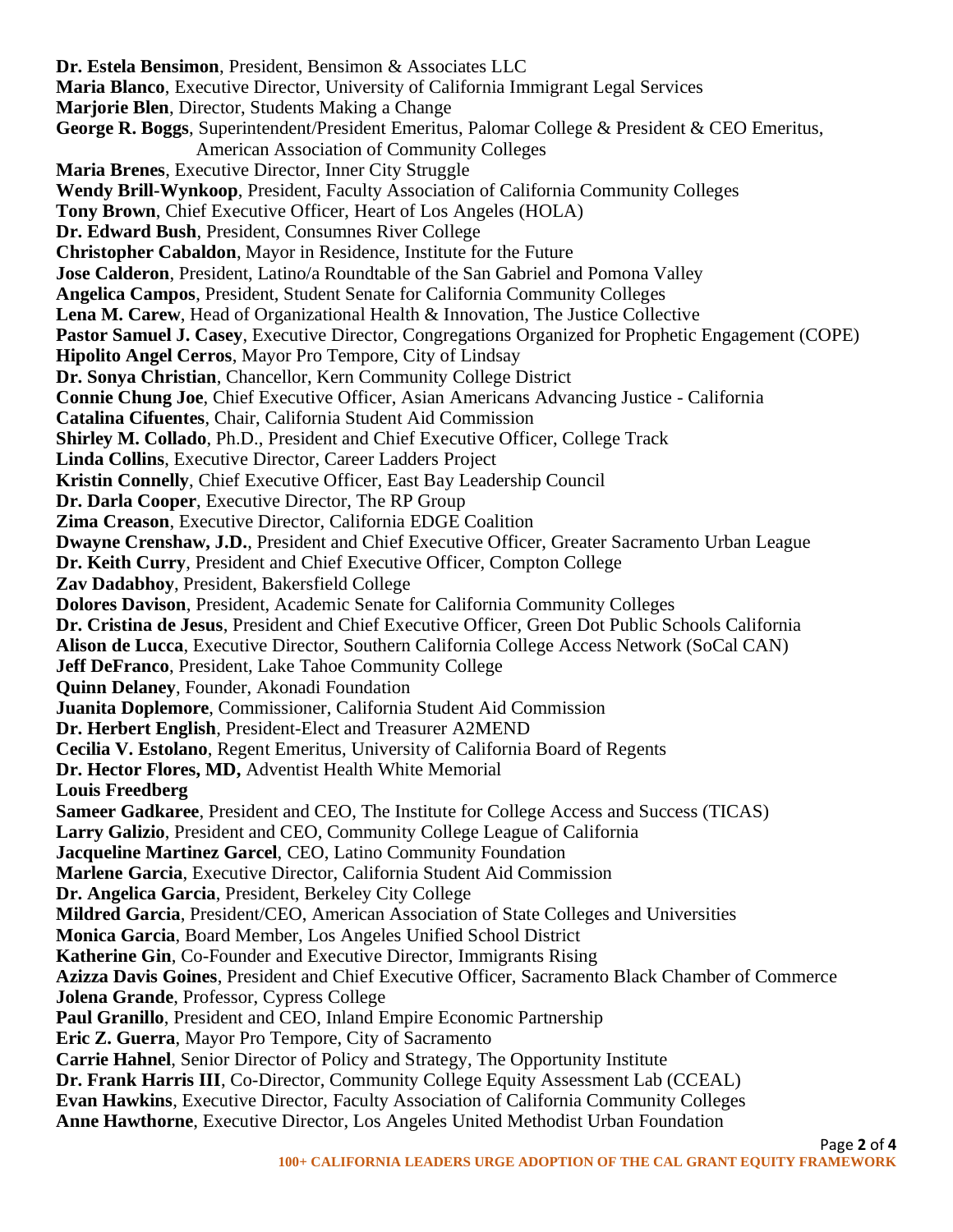**Dr. Estela Bensimon**, President, Bensimon & Associates LLC
**Maria Blanco**, Executive Director, University of California Immigrant Legal Services
**Marjorie Blen**, Director, Students Making a Change
**George R. Boggs**, Superintendent/President Emeritus, Palomar College & President & CEO Emeritus, American Association of Community Colleges
**Maria Brenes**, Executive Director, Inner City Struggle
**Wendy Brill-Wynkoop**, President, Faculty Association of California Community Colleges
**Tony Brown**, Chief Executive Officer, Heart of Los Angeles (HOLA)
**Dr. Edward Bush**, President, Consumnes River College
**Christopher Cabaldon**, Mayor in Residence, Institute for the Future
**Jose Calderon**, President, Latino/a Roundtable of the San Gabriel and Pomona Valley
**Angelica Campos**, President, Student Senate for California Community Colleges
**Lena M. Carew**, Head of Organizational Health & Innovation, The Justice Collective
**Pastor Samuel J. Casey**, Executive Director, Congregations Organized for Prophetic Engagement (COPE)
**Hipolito Angel Cerros**, Mayor Pro Tempore, City of Lindsay
**Dr. Sonya Christian**, Chancellor, Kern Community College District
**Connie Chung Joe**, Chief Executive Officer, Asian Americans Advancing Justice - California
**Catalina Cifuentes**, Chair, California Student Aid Commission
**Shirley M. Collado**, Ph.D., President and Chief Executive Officer, College Track
**Linda Collins**, Executive Director, Career Ladders Project
**Kristin Connelly**, Chief Executive Officer, East Bay Leadership Council
**Dr. Darla Cooper**, Executive Director, The RP Group
**Zima Creason**, Executive Director, California EDGE Coalition
**Dwayne Crenshaw, J.D.**, President and Chief Executive Officer, Greater Sacramento Urban League
**Dr. Keith Curry**, President and Chief Executive Officer, Compton College
**Zav Dadabhoy**, President, Bakersfield College
**Dolores Davison**, President, Academic Senate for California Community Colleges
**Dr. Cristina de Jesus**, President and Chief Executive Officer, Green Dot Public Schools California
**Alison de Lucca**, Executive Director, Southern California College Access Network (SoCal CAN)
**Jeff DeFranco**, President, Lake Tahoe Community College
**Quinn Delaney**, Founder, Akonadi Foundation
**Juanita Doplemore**, Commissioner, California Student Aid Commission
**Dr. Herbert English**, President-Elect and Treasurer A2MEND
**Cecilia V. Estolano**, Regent Emeritus, University of California Board of Regents
**Dr. Hector Flores, MD,** Adventist Health White Memorial
**Louis Freedberg**
**Sameer Gadkaree**, President and CEO, The Institute for College Access and Success (TICAS)
**Larry Galizio**, President and CEO, Community College League of California
**Jacqueline Martinez Garcel**, CEO, Latino Community Foundation
**Marlene Garcia**, Executive Director, California Student Aid Commission
**Dr. Angelica Garcia**, President, Berkeley City College
**Mildred Garcia**, President/CEO, American Association of State Colleges and Universities
**Monica Garcia**, Board Member, Los Angeles Unified School District
**Katherine Gin**, Co-Founder and Executive Director, Immigrants Rising
**Azizza Davis Goines**, President and Chief Executive Officer, Sacramento Black Chamber of Commerce
**Jolena Grande**, Professor, Cypress College
**Paul Granillo**, President and CEO, Inland Empire Economic Partnership
**Eric Z. Guerra**, Mayor Pro Tempore, City of Sacramento
**Carrie Hahnel**, Senior Director of Policy and Strategy, The Opportunity Institute
**Dr. Frank Harris III**, Co-Director, Community College Equity Assessment Lab (CCEAL)
**Evan Hawkins**, Executive Director, Faculty Association of California Community Colleges
**Anne Hawthorne**, Executive Director, Los Angeles United Methodist Urban Foundation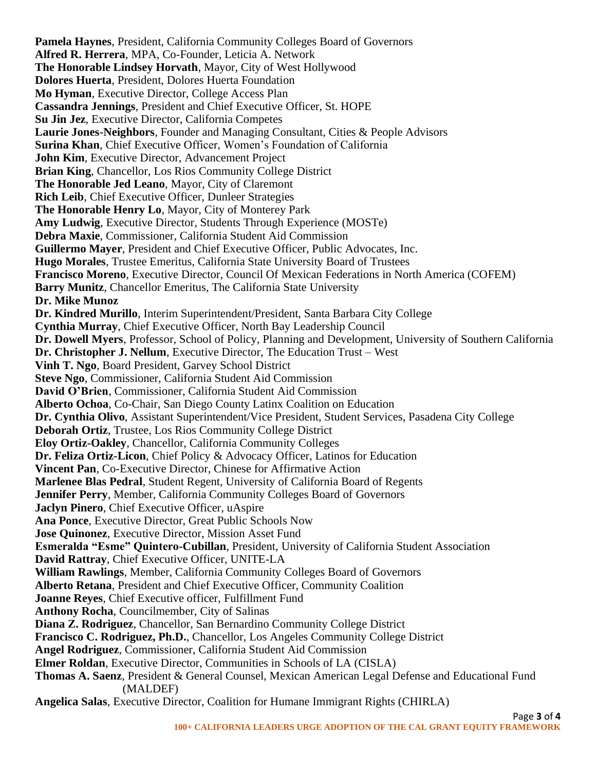**Pamela Haynes**, President, California Community Colleges Board of Governors
**Alfred R. Herrera**, MPA, Co-Founder, Leticia A. Network
**The Honorable Lindsey Horvath**, Mayor, City of West Hollywood
**Dolores Huerta**, President, Dolores Huerta Foundation
**Mo Hyman**, Executive Director, College Access Plan
**Cassandra Jennings**, President and Chief Executive Officer, St. HOPE
**Su Jin Jez**, Executive Director, California Competes
**Laurie Jones-Neighbors**, Founder and Managing Consultant, Cities & People Advisors
**Surina Khan**, Chief Executive Officer, Women's Foundation of California
**John Kim**, Executive Director, Advancement Project
**Brian King**, Chancellor, Los Rios Community College District
**The Honorable Jed Leano**, Mayor, City of Claremont
**Rich Leib**, Chief Executive Officer, Dunleer Strategies
**The Honorable Henry Lo**, Mayor, City of Monterey Park
**Amy Ludwig**, Executive Director, Students Through Experience (MOSTe)
**Debra Maxie**, Commissioner, California Student Aid Commission
**Guillermo Mayer**, President and Chief Executive Officer, Public Advocates, Inc.
**Hugo Morales**, Trustee Emeritus, California State University Board of Trustees
**Francisco Moreno**, Executive Director, Council Of Mexican Federations in North America (COFEM)
**Barry Munitz**, Chancellor Emeritus, The California State University
**Dr. Mike Munoz**
**Dr. Kindred Murillo**, Interim Superintendent/President, Santa Barbara City College
**Cynthia Murray**, Chief Executive Officer, North Bay Leadership Council
**Dr. Dowell Myers**, Professor, School of Policy, Planning and Development, University of Southern California
**Dr. Christopher J. Nellum**, Executive Director, The Education Trust – West
**Vinh T. Ngo**, Board President, Garvey School District
**Steve Ngo**, Commissioner, California Student Aid Commission
**David O'Brien**, Commissioner, California Student Aid Commission
**Alberto Ochoa**, Co-Chair, San Diego County Latinx Coalition on Education
**Dr. Cynthia Olivo**, Assistant Superintendent/Vice President, Student Services, Pasadena City College
**Deborah Ortiz**, Trustee, Los Rios Community College District
**Eloy Ortiz-Oakley**, Chancellor, California Community Colleges
**Dr. Feliza Ortiz-Licon**, Chief Policy & Advocacy Officer, Latinos for Education
**Vincent Pan**, Co-Executive Director, Chinese for Affirmative Action
**Marlenee Blas Pedral**, Student Regent, University of California Board of Regents
**Jennifer Perry**, Member, California Community Colleges Board of Governors
**Jaclyn Pinero**, Chief Executive Officer, uAspire
**Ana Ponce**, Executive Director, Great Public Schools Now
**Jose Quinonez**, Executive Director, Mission Asset Fund
**Esmeralda "Esme" Quintero-Cubillan**, President, University of California Student Association
**David Rattray**, Chief Executive Officer, UNITE-LA
**William Rawlings**, Member, California Community Colleges Board of Governors
**Alberto Retana**, President and Chief Executive Officer, Community Coalition
**Joanne Reyes**, Chief Executive officer, Fulfillment Fund
**Anthony Rocha**, Councilmember, City of Salinas
**Diana Z. Rodriguez**, Chancellor, San Bernardino Community College District
**Francisco C. Rodriguez, Ph.D.**, Chancellor, Los Angeles Community College District
**Angel Rodriguez**, Commissioner, California Student Aid Commission
**Elmer Roldan**, Executive Director, Communities in Schools of LA (CISLA)
**Thomas A. Saenz**, President & General Counsel, Mexican American Legal Defense and Educational Fund (MALDEF)
**Angelica Salas**, Executive Director, Coalition for Humane Immigrant Rights (CHIRLA)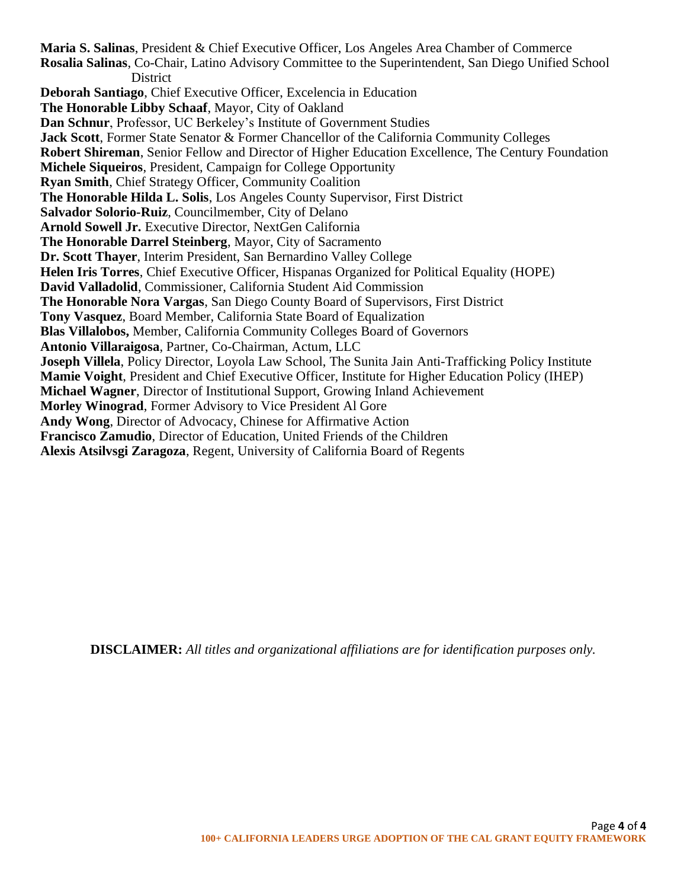**Maria S. Salinas**, President & Chief Executive Officer, Los Angeles Area Chamber of Commerce
**Rosalia Salinas**, Co-Chair, Latino Advisory Committee to the Superintendent, San Diego Unified School District
**Deborah Santiago**, Chief Executive Officer, Excelencia in Education
**The Honorable Libby Schaaf**, Mayor, City of Oakland
**Dan Schnur**, Professor, UC Berkeley's Institute of Government Studies
**Jack Scott**, Former State Senator & Former Chancellor of the California Community Colleges
**Robert Shireman**, Senior Fellow and Director of Higher Education Excellence, The Century Foundation
**Michele Siqueiros**, President, Campaign for College Opportunity
**Ryan Smith**, Chief Strategy Officer, Community Coalition
**The Honorable Hilda L. Solis**, Los Angeles County Supervisor, First District
**Salvador Solorio-Ruiz**, Councilmember, City of Delano
**Arnold Sowell Jr.** Executive Director, NextGen California
**The Honorable Darrel Steinberg**, Mayor, City of Sacramento
**Dr. Scott Thayer**, Interim President, San Bernardino Valley College
**Helen Iris Torres**, Chief Executive Officer, Hispanas Organized for Political Equality (HOPE)
**David Valladolid**, Commissioner, California Student Aid Commission
**The Honorable Nora Vargas**, San Diego County Board of Supervisors, First District
**Tony Vasquez**, Board Member, California State Board of Equalization
**Blas Villalobos,** Member, California Community Colleges Board of Governors
**Antonio Villaraigosa**, Partner, Co-Chairman, Actum, LLC
**Joseph Villela**, Policy Director, Loyola Law School, The Sunita Jain Anti-Trafficking Policy Institute
**Mamie Voight**, President and Chief Executive Officer, Institute for Higher Education Policy (IHEP)
**Michael Wagner**, Director of Institutional Support, Growing Inland Achievement
**Morley Winograd**, Former Advisory to Vice President Al Gore
**Andy Wong**, Director of Advocacy, Chinese for Affirmative Action
**Francisco Zamudio**, Director of Education, United Friends of the Children
**Alexis Atsilvsgi Zaragoza**, Regent, University of California Board of Regents

**DISCLAIMER:** *All titles and organizational affiliations are for identification purposes only.*